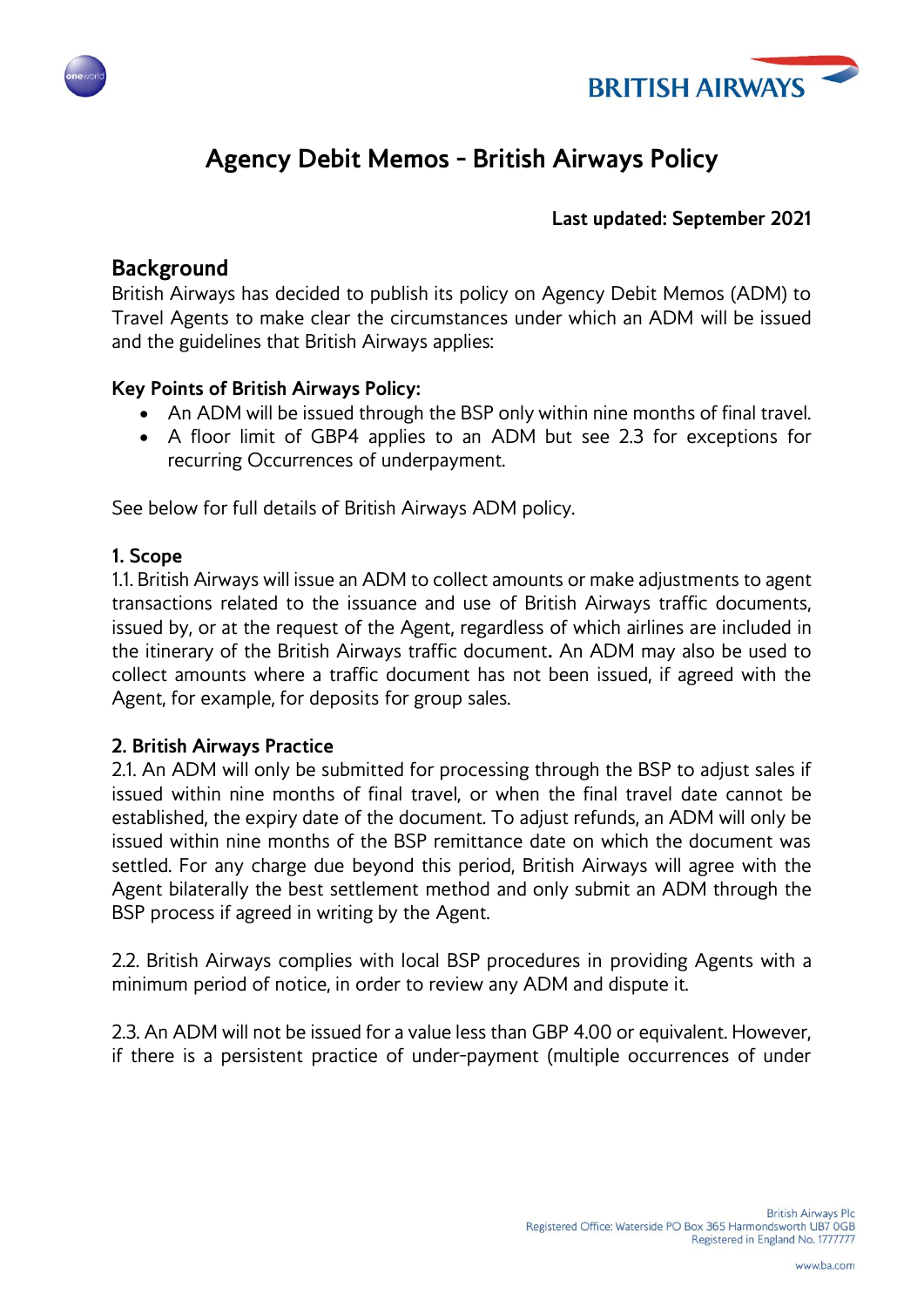# Agency Debit Memos - British Airways Policy

**Last updated: September 2021**

## Background

British Airways has decided to publish its policy on Agency Debit Memos (ADM) to Travel Agents to make clear the circumstances under which an ADM will be issued and the guidelines that British Airways applies:

### Key Points of British Airways Policy:

- An ADM will be issued through the BSP only within nine months of final travel.
- A floor limit of GBP4 applies to an ADM but see 2.3 for exceptions for recurring Occurrences of underpayment.

See below for full details of British Airways ADM policy.

### 1. Scope

1.1. British Airways will issue an ADM to collect amounts or make adjustments to agent transactions related to the issuance and use of British Airways traffic documents, issued by, or at the request of the Agent, regardless of which airlines are included in the itinerary of the British Airways traffic document. An ADM may also be used to collect amounts where a traffic document has not been issued, if agreed with the Agent, for example, for deposits for group sales.

### 2. British Airways Practice

2.1. An ADM will only be submitted for processing through the BSP to adjust sales if issued within nine months of final travel, or when the final travel date cannot be established, the expiry date of the document. To adjust refunds, an ADM will only be issued within nine months of the BSP remittance date on which the document was settled. For any charge due beyond this period, British Airways will agree with the Agent bilaterally the best settlement method and only submit an ADM through the BSP process if agreed in writing by the Agent.

2.2. British Airways complies with local BSP procedures in providing Agents with a minimum period of notice, in order to review any ADM and dispute it.

2.3. An ADM will not be issued for a value less than GBP 4.00 or equivalent. However, if there is a persistent practice of under-payment (multiple occurrences of under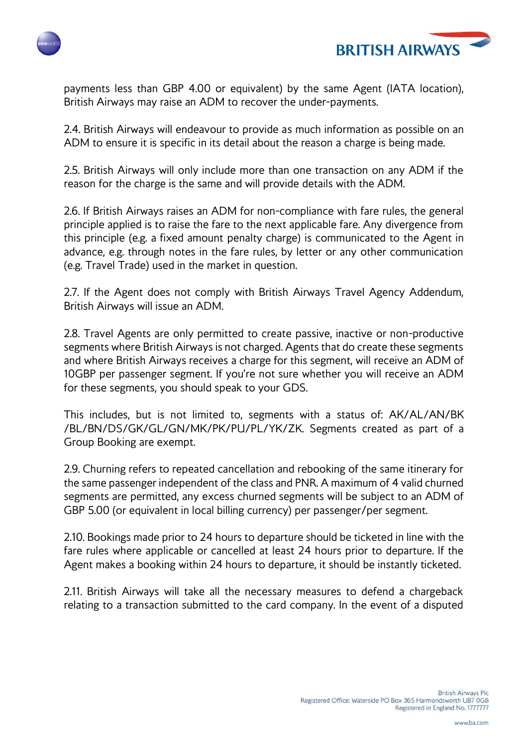payments less than GBP 4.00 or equivalent) by the same Agent (IATA location), British Airways may raise an ADM to recover the under-payments.

2.4. British Airways will endeavour to provide as much information as possible on an ADM to ensure it is specific in its detail about the reason a charge is being made.

2.5. British Airways will only include more than one transaction on any ADM if the reason for the charge is the same and will provide details with the ADM.

2.6. If British Airways raises an ADM for non-compliance with fare rules, the general principle applied is to raise the fare to the next applicable fare. Any divergence from this principle (e.g. a fixed amount penalty charge) is communicated to the Agent in advance, e.g. through notes in the fare rules, by letter or any other communication (e.g. Travel Trade) used in the market in question.

2.7. If the Agent does not comply with British Airways Travel Agency Addendum, British Airways will issue an ADM.

2.8. Travel Agents are only permitted to create passive, inactive or non-productive segments where British Airways is not charged. Agents that do create these segments and where British Airways receives a charge for this segment, will receive an ADM of 10GBP per passenger segment. If you're not sure whether you will receive an ADM for these segments, you should speak to your GDS.

This includes, but is not limited to, segments with a status of: AK/AL/AN/BK /BL/BN/DS/GK/GL/GN/MK/PK/PU/PL/YK/ZK. Segments created as part of a Group Booking are exempt.

2.9. Churning refers to repeated cancellation and rebooking of the same itinerary for the same passenger independent of the class and PNR. A maximum of 4 valid churned segments are permitted, any excess churned segments will be subject to an ADM of GBP 5.00 (or equivalent in local billing currency) per passenger/per segment.

2.10. Bookings made prior to 24 hours to departure should be ticketed in line with the fare rules where applicable or cancelled at least 24 hours prior to departure. If the Agent makes a booking within 24 hours to departure, it should be instantly ticketed.

2.11. British Airways will take all the necessary measures to defend a chargeback relating to a transaction submitted to the card company. In the event of a disputed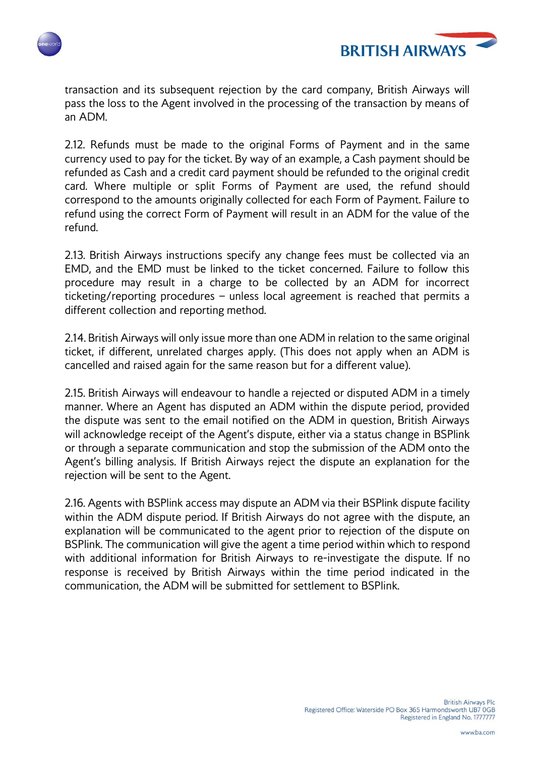transaction and its subsequent rejection by the card company, British Airways will pass the loss to the Agent involved in the processing of the transaction by means of an ADM.

2.12. Refunds must be made to the original Forms of Payment and in the same currency used to pay for the ticket. By way of an example, a Cash payment should be refunded as Cash and a credit card payment should be refunded to the original credit card. Where multiple or split Forms of Payment are used, the refund should correspond to the amounts originally collected for each Form of Payment. Failure to refund using the correct Form of Payment will result in an ADM for the value of the refund.

2.13. British Airways instructions specify any change fees must be collected via an EMD, and the EMD must be linked to the ticket concerned. Failure to follow this procedure may result in a charge to be collected by an ADM for incorrect ticketing/reporting procedures – unless local agreement is reached that permits a different collection and reporting method.

2.14. British Airways will only issue more than one ADM in relation to the same original ticket, if different, unrelated charges apply. (This does not apply when an ADM is cancelled and raised again for the same reason but for a different value).

2.15. British Airways will endeavour to handle a rejected or disputed ADM in a timely manner. Where an Agent has disputed an ADM within the dispute period, provided the dispute was sent to the email notified on the ADM in question, British Airways will acknowledge receipt of the Agent's dispute, either via a status change in BSPlink or through a separate communication and stop the submission of the ADM onto the Agent's billing analysis. If British Airways reject the dispute an explanation for the rejection will be sent to the Agent.

2.16. Agents with BSPlink access may dispute an ADM via their BSPlink dispute facility within the ADM dispute period. If British Airways do not agree with the dispute, an explanation will be communicated to the agent prior to rejection of the dispute on BSPlink. The communication will give the agent a time period within which to respond with additional information for British Airways to re-investigate the dispute. If no response is received by British Airways within the time period indicated in the communication, the ADM will be submitted for settlement to BSPlink.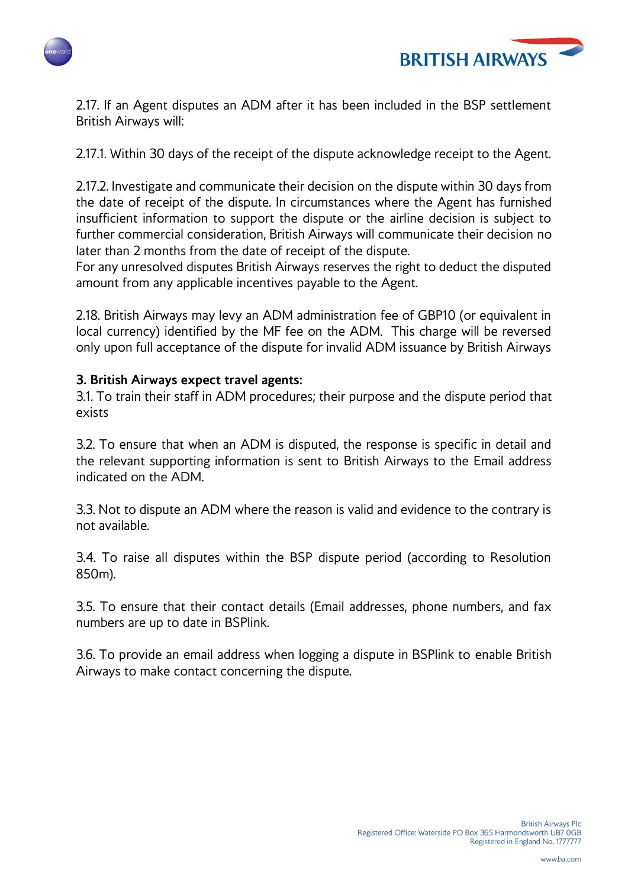2.17. If an Agent disputes an ADM after it has been included in the BSP settlement British Airways will:

2.17.1. Within 30 days of the receipt of the dispute acknowledge receipt to the Agent.

2.17.2. Investigate and communicate their decision on the dispute within 30 days from the date of receipt of the dispute. In circumstances where the Agent has furnished insufficient information to support the dispute or the airline decision is subject to further commercial consideration, British Airways will communicate their decision no later than 2 months from the date of receipt of the dispute.
For any unresolved disputes British Airways reserves the right to deduct the disputed amount from any applicable incentives payable to the Agent.

2.18. British Airways may levy an ADM administration fee of GBP10 (or equivalent in local currency) identified by the MF fee on the ADM. This charge will be reversed only upon full acceptance of the dispute for invalid ADM issuance by British Airways

**3. British Airways expect travel agents:**

3.1. To train their staff in ADM procedures; their purpose and the dispute period that exists

3.2. To ensure that when an ADM is disputed, the response is specific in detail and the relevant supporting information is sent to British Airways to the Email address indicated on the ADM.

3.3. Not to dispute an ADM where the reason is valid and evidence to the contrary is not available.

3.4. To raise all disputes within the BSP dispute period (according to Resolution 850m).

3.5. To ensure that their contact details (Email addresses, phone numbers, and fax numbers are up to date in BSPlink.

3.6. To provide an email address when logging a dispute in BSPlink to enable British Airways to make contact concerning the dispute.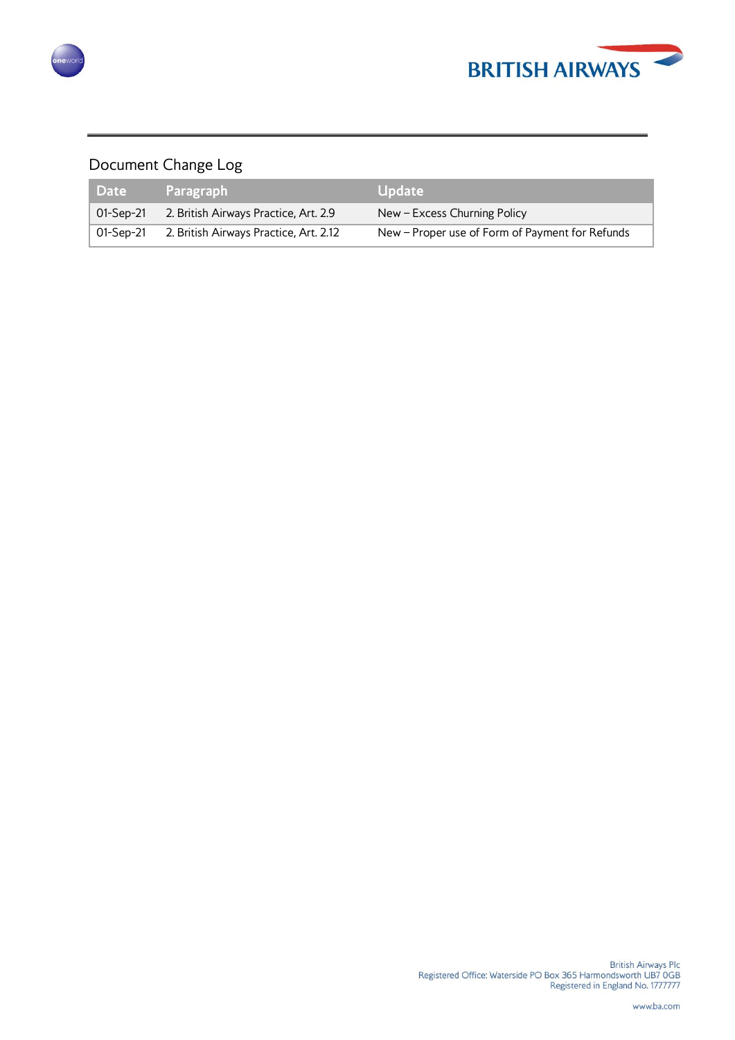## Document Change Log

| Date | Paragraph | Update |
| --- | --- | --- |
| 01-Sep-21 | 2. British Airways Practice, Art. 2.9 | New – Excess Churning Policy |
| 01-Sep-21 | 2. British Airways Practice, Art. 2.12 | New – Proper use of Form of Payment for Refunds |